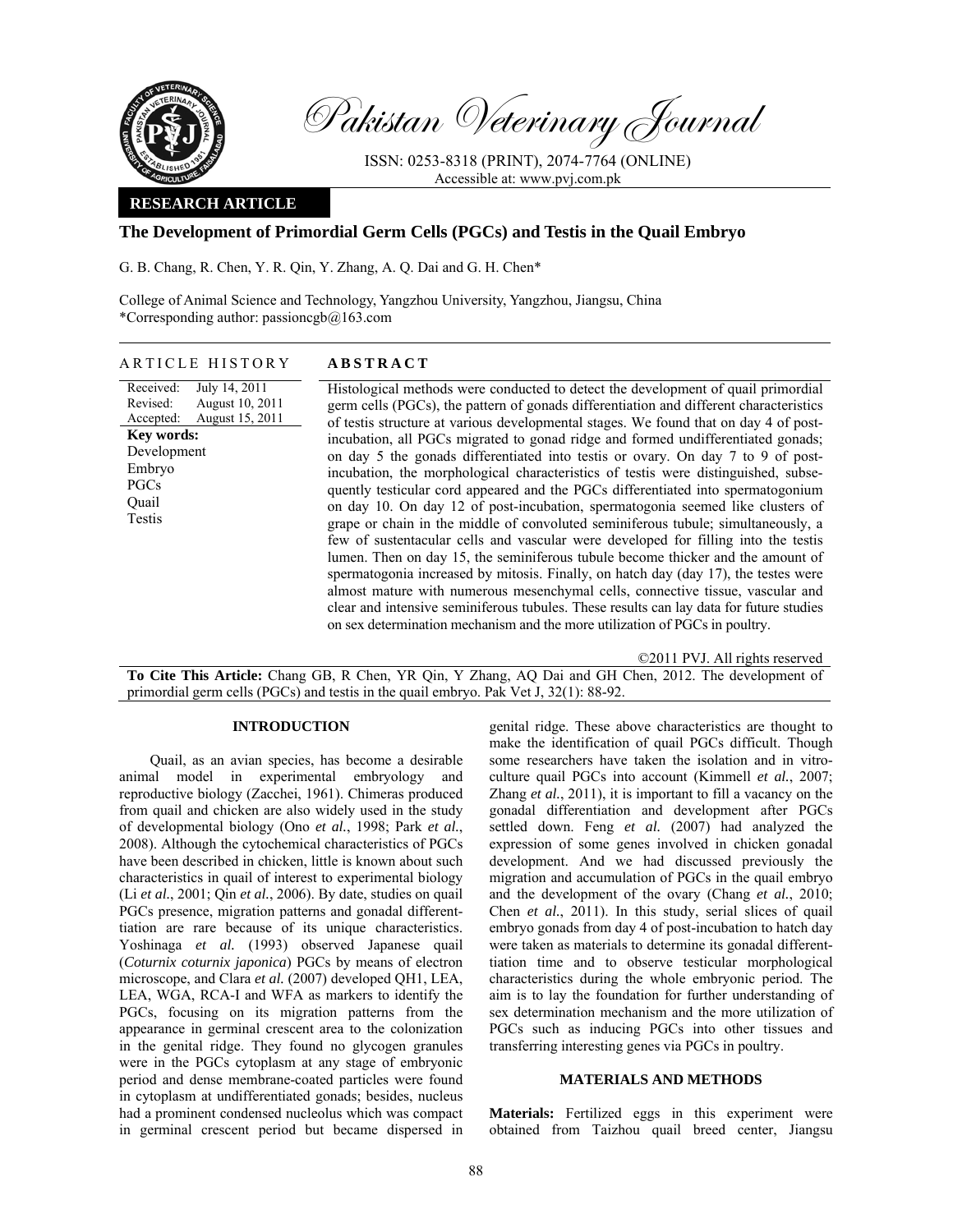Pakistan Veterinary Journal

ISSN: 0253-8318 (PRINT), 2074-7764 (ONLINE)
Accessible at: www.pvj.com.pk

**RESEARCH ARTICLE**

# The Development of Primordial Germ Cells (PGCs) and Testis in the Quail Embryo

G. B. Chang, R. Chen, Y. R. Qin, Y. Zhang, A. Q. Dai and G. H. Chen*

College of Animal Science and Technology, Yangzhou University, Yangzhou, Jiangsu, China
*Corresponding author: passioncgb@163.com

## ARTICLE HISTORY

Received: July 14, 2011
Revised: August 10, 2011
Accepted: August 15, 2011

**Key words:**
Development
Embryo
PGCs
Quail
Testis

## ABSTRACT

Histological methods were conducted to detect the development of quail primordial germ cells (PGCs), the pattern of gonads differentiation and different characteristics of testis structure at various developmental stages. We found that on day 4 of post-incubation, all PGCs migrated to gonad ridge and formed undifferentiated gonads; on day 5 the gonads differentiated into testis or ovary. On day 7 to 9 of post-incubation, the morphological characteristics of testis were distinguished, subsequently testicular cord appeared and the PGCs differentiated into spermatogonium on day 10. On day 12 of post-incubation, spermatogonia seemed like clusters of grape or chain in the middle of convoluted seminiferous tubule; simultaneously, a few of sustentacular cells and vascular were developed for filling into the testis lumen. Then on day 15, the seminiferous tubule become thicker and the amount of spermatogonia increased by mitosis. Finally, on hatch day (day 17), the testes were almost mature with numerous mesenchymal cells, connective tissue, vascular and clear and intensive seminiferous tubules. These results can lay data for future studies on sex determination mechanism and the more utilization of PGCs in poultry.

©2011 PVJ. All rights reserved

**To Cite This Article:** Chang GB, R Chen, YR Qin, Y Zhang, AQ Dai and GH Chen, 2012. The development of primordial germ cells (PGCs) and testis in the quail embryo. Pak Vet J, 32(1): 88-92.

## INTRODUCTION

Quail, as an avian species, has become a desirable animal model in experimental embryology and reproductive biology (Zacchei, 1961). Chimeras produced from quail and chicken are also widely used in the study of developmental biology (Ono *et al.*, 1998; Park *et al.*, 2008). Although the cytochemical characteristics of PGCs have been described in chicken, little is known about such characteristics in quail of interest to experimental biology (Li *et al.*, 2001; Qin *et al.*, 2006). By date, studies on quail PGCs presence, migration patterns and gonadal differenttiation are rare because of its unique characteristics. Yoshinaga *et al.* (1993) observed Japanese quail (*Coturnix coturnix japonica*) PGCs by means of electron microscope, and Clara *et al.* (2007) developed QH1, LEA, LEA, WGA, RCA-I and WFA as markers to identify the PGCs, focusing on its migration patterns from the appearance in germinal crescent area to the colonization in the genital ridge. They found no glycogen granules were in the PGCs cytoplasm at any stage of embryonic period and dense membrane-coated particles were found in cytoplasm at undifferentiated gonads; besides, nucleus had a prominent condensed nucleolus which was compact in germinal crescent period but became dispersed in genital ridge. These above characteristics are thought to make the identification of quail PGCs difficult. Though some researchers have taken the isolation and in vitro-culture quail PGCs into account (Kimmell *et al.*, 2007; Zhang *et al.*, 2011), it is important to fill a vacancy on the gonadal differentiation and development after PGCs settled down. Feng *et al.* (2007) had analyzed the expression of some genes involved in chicken gonadal development. And we had discussed previously the migration and accumulation of PGCs in the quail embryo and the development of the ovary (Chang *et al.*, 2010; Chen *et al.*, 2011). In this study, serial slices of quail embryo gonads from day 4 of post-incubation to hatch day were taken as materials to determine its gonadal differenttiation time and to observe testicular morphological characteristics during the whole embryonic period. The aim is to lay the foundation for further understanding of sex determination mechanism and the more utilization of PGCs such as inducing PGCs into other tissues and transferring interesting genes via PGCs in poultry.

## MATERIALS AND METHODS

**Materials:** Fertilized eggs in this experiment were obtained from Taizhou quail breed center, Jiangsu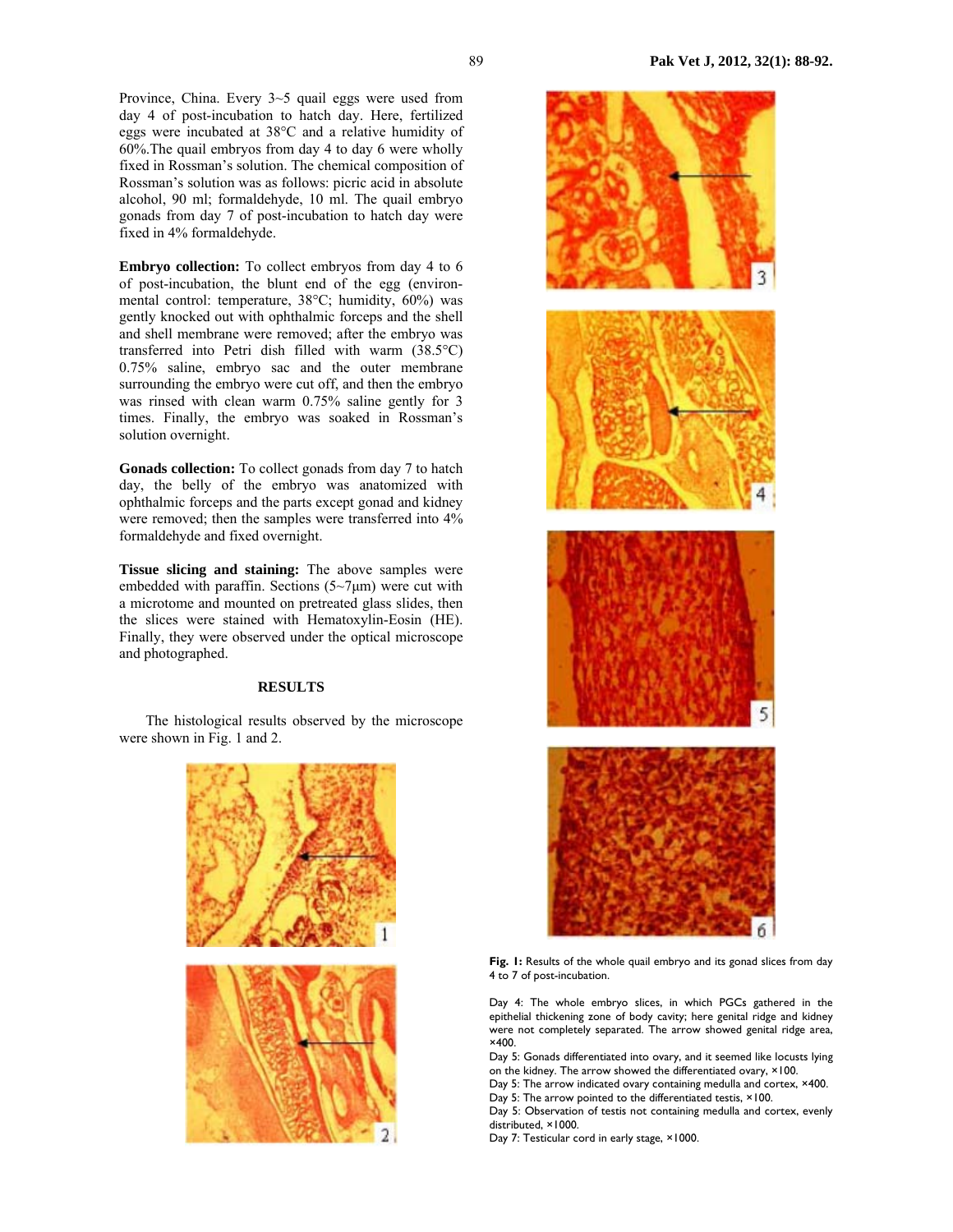Province, China. Every 3~5 quail eggs were used from day 4 of post-incubation to hatch day. Here, fertilized eggs were incubated at 38°C and a relative humidity of 60%.The quail embryos from day 4 to day 6 were wholly fixed in Rossman's solution. The chemical composition of Rossman's solution was as follows: picric acid in absolute alcohol, 90 ml; formaldehyde, 10 ml. The quail embryo gonads from day 7 of post-incubation to hatch day were fixed in 4% formaldehyde.

**Embryo collection:** To collect embryos from day 4 to 6 of post-incubation, the blunt end of the egg (environmental control: temperature, 38°C; humidity, 60%) was gently knocked out with ophthalmic forceps and the shell and shell membrane were removed; after the embryo was transferred into Petri dish filled with warm (38.5°C) 0.75% saline, embryo sac and the outer membrane surrounding the embryo were cut off, and then the embryo was rinsed with clean warm 0.75% saline gently for 3 times. Finally, the embryo was soaked in Rossman's solution overnight.

**Gonads collection:** To collect gonads from day 7 to hatch day, the belly of the embryo was anatomized with ophthalmic forceps and the parts except gonad and kidney were removed; then the samples were transferred into 4% formaldehyde and fixed overnight.

**Tissue slicing and staining:** The above samples were embedded with paraffin. Sections (5~7μm) were cut with a microtome and mounted on pretreated glass slides, then the slices were stained with Hematoxylin-Eosin (HE). Finally, they were observed under the optical microscope and photographed.

## RESULTS

The histological results observed by the microscope were shown in Fig. 1 and 2.

**Fig. 1:** Results of the whole quail embryo and its gonad slices from day 4 to 7 of post-incubation.

Day 4: The whole embryo slices, in which PGCs gathered in the epithelial thickening zone of body cavity; here genital ridge and kidney were not completely separated. The arrow showed genital ridge area, ×400.
Day 5: Gonads differentiated into ovary, and it seemed like locusts lying on the kidney. The arrow showed the differentiated ovary, ×100.
Day 5: The arrow indicated ovary containing medulla and cortex, ×400.
Day 5: The arrow pointed to the differentiated testis, ×100.
Day 5: Observation of testis not containing medulla and cortex, evenly distributed, ×1000.
Day 7: Testicular cord in early stage, ×1000.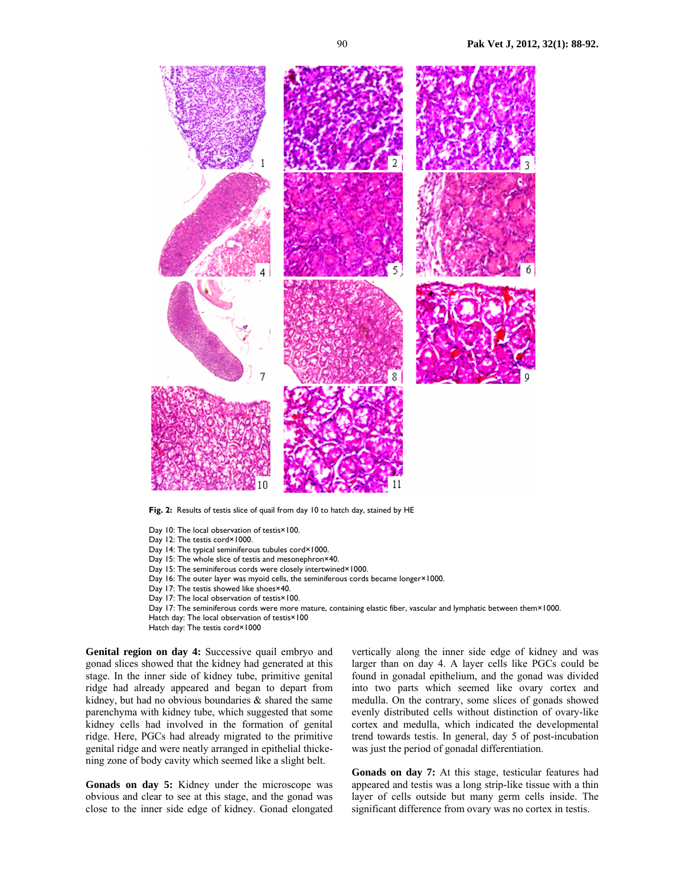**Fig. 2:** Results of testis slice of quail from day 10 to hatch day, stained by HE

Day 10: The local observation of testis×100.
Day 12: The testis cord×1000.
Day 14: The typical seminiferous tubules cord×1000.
Day 15: The whole slice of testis and mesonephron×40.
Day 15: The seminiferous cords were closely intertwined×1000.
Day 16: The outer layer was myoid cells, the seminiferous cords became longer×1000.
Day 17: The testis showed like shoes×40.
Day 17: The local observation of testis×100.
Day 17: The seminiferous cords were more mature, containing elastic fiber, vascular and lymphatic between them×1000.
Hatch day: The local observation of testis×100
Hatch day: The testis cord×1000

**Genital region on day 4:** Successive quail embryo and gonad slices showed that the kidney had generated at this stage. In the inner side of kidney tube, primitive genital ridge had already appeared and began to depart from kidney, but had no obvious boundaries & shared the same parenchyma with kidney tube, which suggested that some kidney cells had involved in the formation of genital ridge. Here, PGCs had already migrated to the primitive genital ridge and were neatly arranged in epithelial thickening zone of body cavity which seemed like a slight belt.

**Gonads on day 5:** Kidney under the microscope was obvious and clear to see at this stage, and the gonad was close to the inner side edge of kidney. Gonad elongated vertically along the inner side edge of kidney and was larger than on day 4. A layer cells like PGCs could be found in gonadal epithelium, and the gonad was divided into two parts which seemed like ovary cortex and medulla. On the contrary, some slices of gonads showed evenly distributed cells without distinction of ovary-like cortex and medulla, which indicated the developmental trend towards testis. In general, day 5 of post-incubation was just the period of gonadal differentiation.

**Gonads on day 7:** At this stage, testicular features had appeared and testis was a long strip-like tissue with a thin layer of cells outside but many germ cells inside. The significant difference from ovary was no cortex in testis.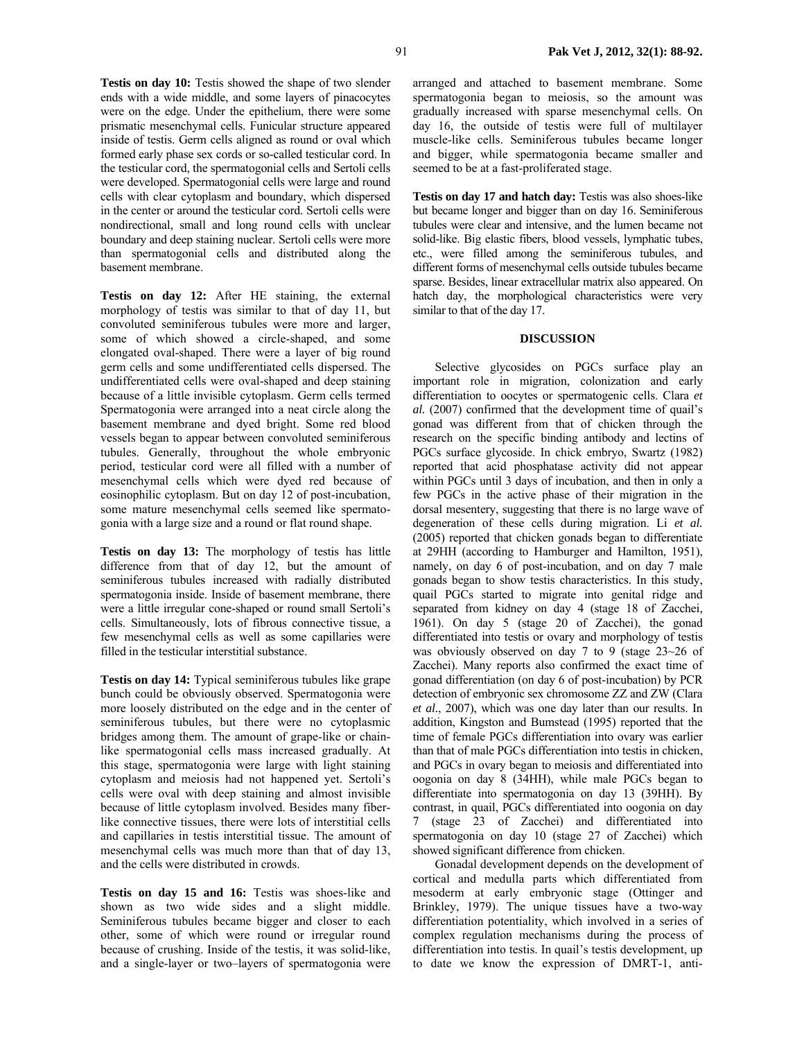**Testis on day 10:** Testis showed the shape of two slender ends with a wide middle, and some layers of pinacocytes were on the edge. Under the epithelium, there were some prismatic mesenchymal cells. Funicular structure appeared inside of testis. Germ cells aligned as round or oval which formed early phase sex cords or so-called testicular cord. In the testicular cord, the spermatogonial cells and Sertoli cells were developed. Spermatogonial cells were large and round cells with clear cytoplasm and boundary, which dispersed in the center or around the testicular cord. Sertoli cells were nondirectional, small and long round cells with unclear boundary and deep staining nuclear. Sertoli cells were more than spermatogonial cells and distributed along the basement membrane.

**Testis on day 12:** After HE staining, the external morphology of testis was similar to that of day 11, but convoluted seminiferous tubules were more and larger, some of which showed a circle-shaped, and some elongated oval-shaped. There were a layer of big round germ cells and some undifferentiated cells dispersed. The undifferentiated cells were oval-shaped and deep staining because of a little invisible cytoplasm. Germ cells termed Spermatogonia were arranged into a neat circle along the basement membrane and dyed bright. Some red blood vessels began to appear between convoluted seminiferous tubules. Generally, throughout the whole embryonic period, testicular cord were all filled with a number of mesenchymal cells which were dyed red because of eosinophilic cytoplasm. But on day 12 of post-incubation, some mature mesenchymal cells seemed like spermatogonia with a large size and a round or flat round shape.

**Testis on day 13:** The morphology of testis has little difference from that of day 12, but the amount of seminiferous tubules increased with radially distributed spermatogonia inside. Inside of basement membrane, there were a little irregular cone-shaped or round small Sertoli's cells. Simultaneously, lots of fibrous connective tissue, a few mesenchymal cells as well as some capillaries were filled in the testicular interstitial substance.

**Testis on day 14:** Typical seminiferous tubules like grape bunch could be obviously observed. Spermatogonia were more loosely distributed on the edge and in the center of seminiferous tubules, but there were no cytoplasmic bridges among them. The amount of grape-like or chain-like spermatogonial cells mass increased gradually. At this stage, spermatogonia were large with light staining cytoplasm and meiosis had not happened yet. Sertoli's cells were oval with deep staining and almost invisible because of little cytoplasm involved. Besides many fiber-like connective tissues, there were lots of interstitial cells and capillaries in testis interstitial tissue. The amount of mesenchymal cells was much more than that of day 13, and the cells were distributed in crowds.

**Testis on day 15 and 16:** Testis was shoes-like and shown as two wide sides and a slight middle. Seminiferous tubules became bigger and closer to each other, some of which were round or irregular round because of crushing. Inside of the testis, it was solid-like, and a single-layer or two–layers of spermatogonia were arranged and attached to basement membrane. Some spermatogonia began to meiosis, so the amount was gradually increased with sparse mesenchymal cells. On day 16, the outside of testis were full of multilayer muscle-like cells. Seminiferous tubules became longer and bigger, while spermatogonia became smaller and seemed to be at a fast-proliferated stage.

**Testis on day 17 and hatch day:** Testis was also shoes-like but became longer and bigger than on day 16. Seminiferous tubules were clear and intensive, and the lumen became not solid-like. Big elastic fibers, blood vessels, lymphatic tubes, etc., were filled among the seminiferous tubules, and different forms of mesenchymal cells outside tubules became sparse. Besides, linear extracellular matrix also appeared. On hatch day, the morphological characteristics were very similar to that of the day 17.

## DISCUSSION

Selective glycosides on PGCs surface play an important role in migration, colonization and early differentiation to oocytes or spermatogenic cells. Clara *et al.* (2007) confirmed that the development time of quail's gonad was different from that of chicken through the research on the specific binding antibody and lectins of PGCs surface glycoside. In chick embryo, Swartz (1982) reported that acid phosphatase activity did not appear within PGCs until 3 days of incubation, and then in only a few PGCs in the active phase of their migration in the dorsal mesentery, suggesting that there is no large wave of degeneration of these cells during migration. Li *et al.* (2005) reported that chicken gonads began to differentiate at 29HH (according to Hamburger and Hamilton, 1951), namely, on day 6 of post-incubation, and on day 7 male gonads began to show testis characteristics. In this study, quail PGCs started to migrate into genital ridge and separated from kidney on day 4 (stage 18 of Zacchei, 1961). On day 5 (stage 20 of Zacchei), the gonad differentiated into testis or ovary and morphology of testis was obviously observed on day 7 to 9 (stage 23~26 of Zacchei). Many reports also confirmed the exact time of gonad differentiation (on day 6 of post-incubation) by PCR detection of embryonic sex chromosome ZZ and ZW (Clara *et al.*, 2007), which was one day later than our results. In addition, Kingston and Bumstead (1995) reported that the time of female PGCs differentiation into ovary was earlier than that of male PGCs differentiation into testis in chicken, and PGCs in ovary began to meiosis and differentiated into oogonia on day 8 (34HH), while male PGCs began to differentiate into spermatogonia on day 13 (39HH). By contrast, in quail, PGCs differentiated into oogonia on day 7 (stage 23 of Zacchei) and differentiated into spermatogonia on day 10 (stage 27 of Zacchei) which showed significant difference from chicken.

Gonadal development depends on the development of cortical and medulla parts which differentiated from mesoderm at early embryonic stage (Ottinger and Brinkley, 1979). The unique tissues have a two-way differentiation potentiality, which involved in a series of complex regulation mechanisms during the process of differentiation into testis. In quail's testis development, up to date we know the expression of DMRT-1, anti-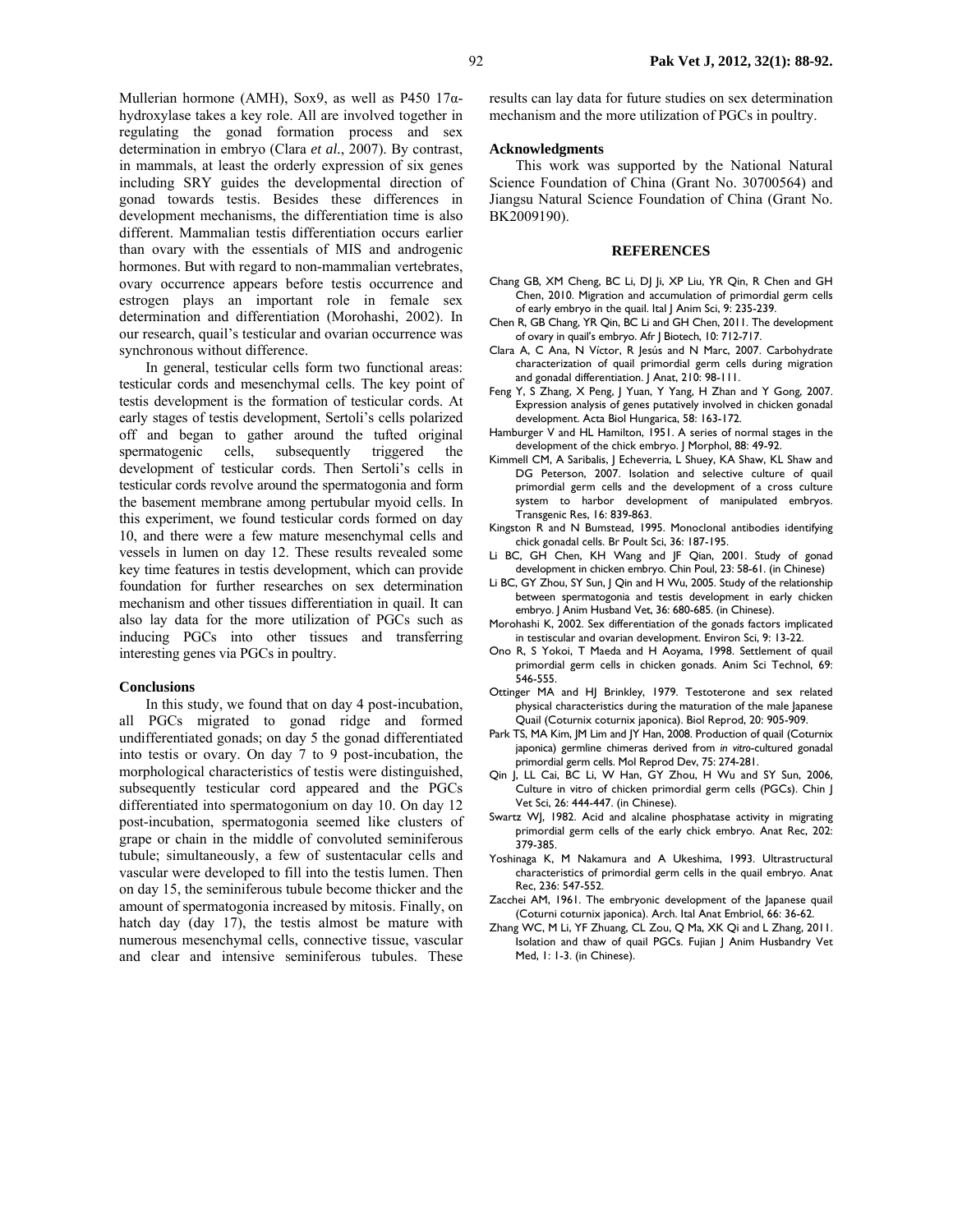Mullerian hormone (AMH), Sox9, as well as P450 17α-hydroxylase takes a key role. All are involved together in regulating the gonad formation process and sex determination in embryo (Clara *et al.*, 2007). By contrast, in mammals, at least the orderly expression of six genes including SRY guides the developmental direction of gonad towards testis. Besides these differences in development mechanisms, the differentiation time is also different. Mammalian testis differentiation occurs earlier than ovary with the essentials of MIS and androgenic hormones. But with regard to non-mammalian vertebrates, ovary occurrence appears before testis occurrence and estrogen plays an important role in female sex determination and differentiation (Morohashi, 2002). In our research, quail's testicular and ovarian occurrence was synchronous without difference.

In general, testicular cells form two functional areas: testicular cords and mesenchymal cells. The key point of testis development is the formation of testicular cords. At early stages of testis development, Sertoli's cells polarized off and began to gather around the tufted original spermatogenic cells, subsequently triggered the development of testicular cords. Then Sertoli's cells in testicular cords revolve around the spermatogonia and form the basement membrane among pertubular myoid cells. In this experiment, we found testicular cords formed on day 10, and there were a few mature mesenchymal cells and vessels in lumen on day 12. These results revealed some key time features in testis development, which can provide foundation for further researches on sex determination mechanism and other tissues differentiation in quail. It can also lay data for the more utilization of PGCs such as inducing PGCs into other tissues and transferring interesting genes via PGCs in poultry.

## Conclusions

In this study, we found that on day 4 post-incubation, all PGCs migrated to gonad ridge and formed undifferentiated gonads; on day 5 the gonad differentiated into testis or ovary. On day 7 to 9 post-incubation, the morphological characteristics of testis were distinguished, subsequently testicular cord appeared and the PGCs differentiated into spermatogonium on day 10. On day 12 post-incubation, spermatogonia seemed like clusters of grape or chain in the middle of convoluted seminiferous tubule; simultaneously, a few of sustentacular cells and vascular were developed to fill into the testis lumen. Then on day 15, the seminiferous tubule become thicker and the amount of spermatogonia increased by mitosis. Finally, on hatch day (day 17), the testis almost be mature with numerous mesenchymal cells, connective tissue, vascular and clear and intensive seminiferous tubules. These results can lay data for future studies on sex determination mechanism and the more utilization of PGCs in poultry.

## Acknowledgments

This work was supported by the National Natural Science Foundation of China (Grant No. 30700564) and Jiangsu Natural Science Foundation of China (Grant No. BK2009190).

## REFERENCES

Chang GB, XM Cheng, BC Li, DJ Ji, XP Liu, YR Qin, R Chen and GH Chen, 2010. Migration and accumulation of primordial germ cells of early embryo in the quail. Ital J Anim Sci, 9: 235-239.

Chen R, GB Chang, YR Qin, BC Li and GH Chen, 2011. The development of ovary in quail's embryo. Afr J Biotech, 10: 712-717.

Clara A, C Ana, N Víctor, R Jesús and N Marc, 2007. Carbohydrate characterization of quail primordial germ cells during migration and gonadal differentiation. J Anat, 210: 98-111.

Feng Y, S Zhang, X Peng, J Yuan, Y Yang, H Zhan and Y Gong, 2007. Expression analysis of genes putatively involved in chicken gonadal development. Acta Biol Hungarica, 58: 163-172.

Hamburger V and HL Hamilton, 1951. A series of normal stages in the development of the chick embryo. J Morphol, 88: 49-92.

Kimmell CM, A Saribalis, J Echeverria, L Shuey, KA Shaw, KL Shaw and DG Peterson, 2007. Isolation and selective culture of quail primordial germ cells and the development of a cross culture system to harbor development of manipulated embryos. Transgenic Res, 16: 839-863.

Kingston R and N Bumstead, 1995. Monoclonal antibodies identifying chick gonadal cells. Br Poult Sci, 36: 187-195.

Li BC, GH Chen, KH Wang and JF Qian, 2001. Study of gonad development in chicken embryo. Chin Poul, 23: 58-61. (in Chinese)

Li BC, GY Zhou, SY Sun, J Qin and H Wu, 2005. Study of the relationship between spermatogonia and testis development in early chicken embryo. J Anim Husband Vet, 36: 680-685. (in Chinese).

Morohashi K, 2002. Sex differentiation of the gonads factors implicated in testiscular and ovarian development. Environ Sci, 9: 13-22.

Ono R, S Yokoi, T Maeda and H Aoyama, 1998. Settlement of quail primordial germ cells in chicken gonads. Anim Sci Technol, 69: 546-555.

Ottinger MA and HJ Brinkley, 1979. Testoterone and sex related physical characteristics during the maturation of the male Japanese Quail (Coturnix coturnix japonica). Biol Reprod, 20: 905-909.

Park TS, MA Kim, JM Lim and JY Han, 2008. Production of quail (Coturnix japonica) germline chimeras derived from *in vitro*-cultured gonadal primordial germ cells. Mol Reprod Dev, 75: 274-281.

Qin J, LL Cai, BC Li, W Han, GY Zhou, H Wu and SY Sun, 2006, Culture in vitro of chicken primordial germ cells (PGCs). Chin J Vet Sci, 26: 444-447. (in Chinese).

Swartz WJ, 1982. Acid and alcaline phosphatase activity in migrating primordial germ cells of the early chick embryo. Anat Rec, 202: 379-385.

Yoshinaga K, M Nakamura and A Ukeshima, 1993. Ultrastructural characteristics of primordial germ cells in the quail embryo. Anat Rec, 236: 547-552.

Zacchei AM, 1961. The embryonic development of the Japanese quail (Coturni coturnix japonica). Arch. Ital Anat Embriol, 66: 36-62.

Zhang WC, M Li, YF Zhuang, CL Zou, Q Ma, XK Qi and L Zhang, 2011. Isolation and thaw of quail PGCs. Fujian J Anim Husbandry Vet Med, 1: 1-3. (in Chinese).